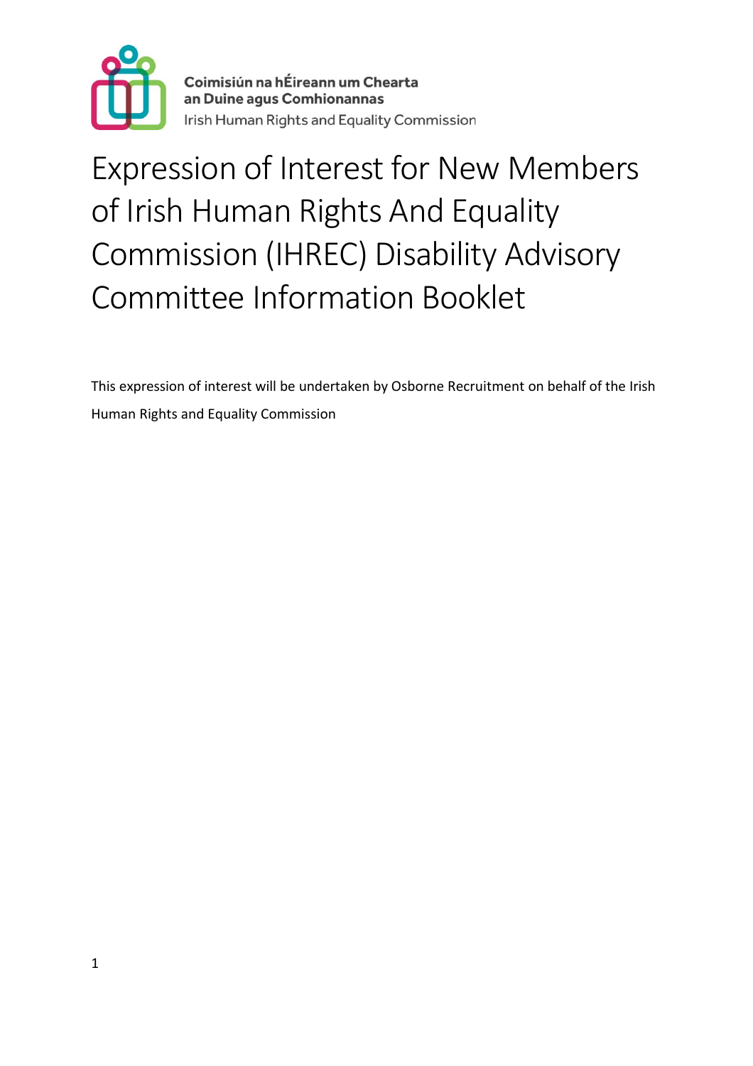Coimisiún na hÉireann um Chearta an Duine agus Comhionannas

Irish Human Rights and Equality Commission

# Expression of Interest for New Members of Irish Human Rights And Equality Commission (IHREC) Disability Advisory Committee Information Booklet

This expression of interest will be undertaken by Osborne Recruitment on behalf of the Irish Human Rights and Equality Commission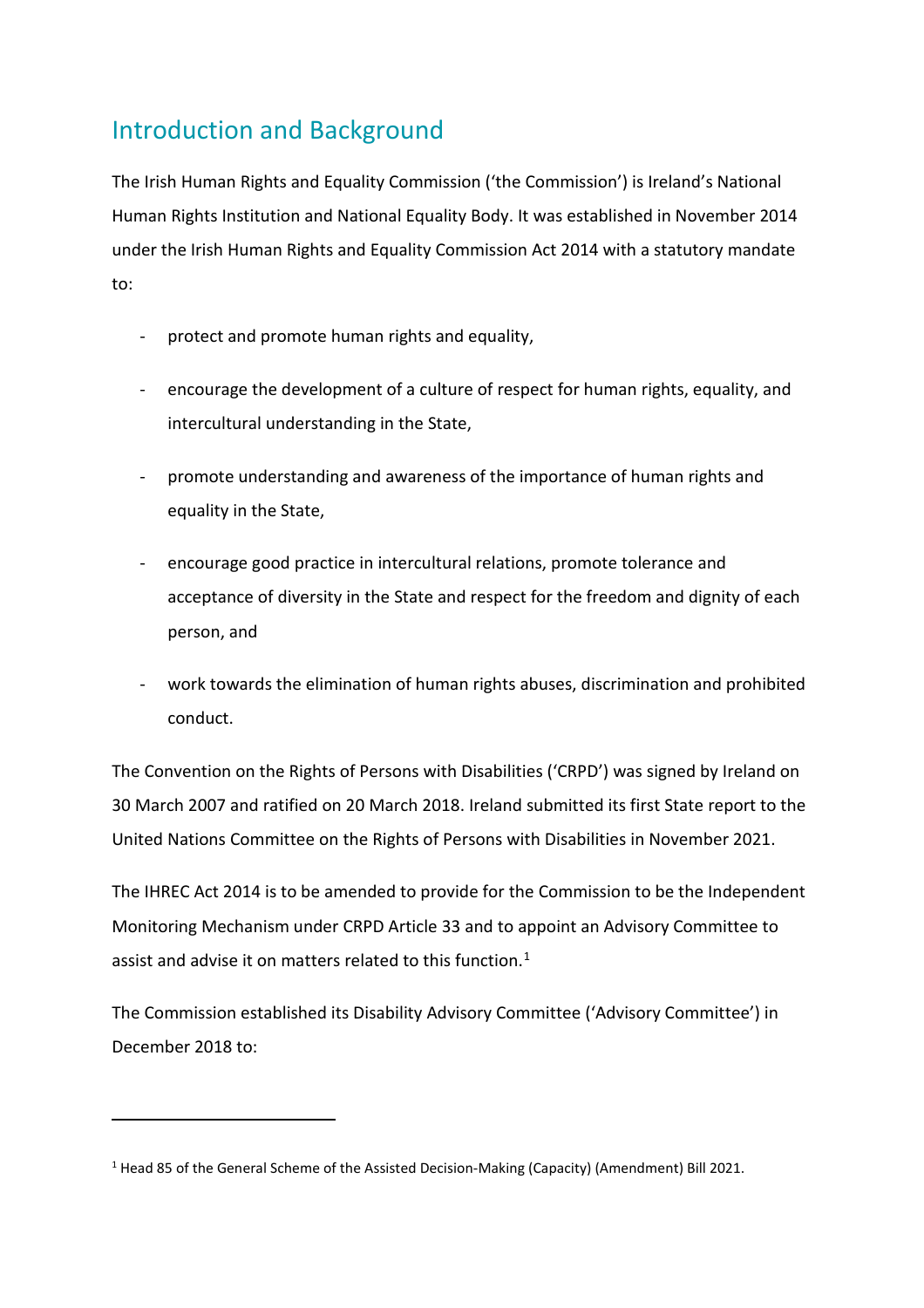## Introduction and Background

The Irish Human Rights and Equality Commission ('the Commission') is Ireland's National Human Rights Institution and National Equality Body. It was established in November 2014 under the Irish Human Rights and Equality Commission Act 2014 with a statutory mandate to:

- protect and promote human rights and equality,
- encourage the development of a culture of respect for human rights, equality, and intercultural understanding in the State,
- promote understanding and awareness of the importance of human rights and equality in the State,
- encourage good practice in intercultural relations, promote tolerance and acceptance of diversity in the State and respect for the freedom and dignity of each person, and
- work towards the elimination of human rights abuses, discrimination and prohibited conduct.

The Convention on the Rights of Persons with Disabilities ('CRPD') was signed by Ireland on 30 March 2007 and ratified on 20 March 2018. Ireland submitted its first State report to the United Nations Committee on the Rights of Persons with Disabilities in November 2021.

The IHREC Act 2014 is to be amended to provide for the Commission to be the Independent Monitoring Mechanism under CRPD Article 33 and to appoint an Advisory Committee to assist and advise it on matters related to this function.[1]

The Commission established its Disability Advisory Committee ('Advisory Committee') in December 2018 to:

---

[1] Head 85 of the General Scheme of the Assisted Decision-Making (Capacity) (Amendment) Bill 2021.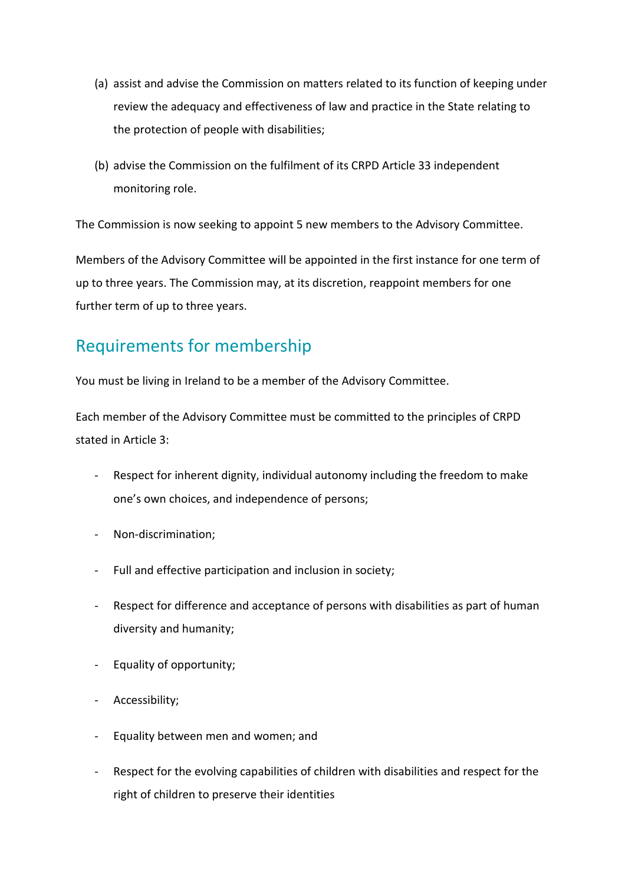(a) assist and advise the Commission on matters related to its function of keeping under review the adequacy and effectiveness of law and practice in the State relating to the protection of people with disabilities;

(b) advise the Commission on the fulfilment of its CRPD Article 33 independent monitoring role.

The Commission is now seeking to appoint 5 new members to the Advisory Committee.

Members of the Advisory Committee will be appointed in the first instance for one term of up to three years. The Commission may, at its discretion, reappoint members for one further term of up to three years.

## Requirements for membership

You must be living in Ireland to be a member of the Advisory Committee.

Each member of the Advisory Committee must be committed to the principles of CRPD stated in Article 3:

- Respect for inherent dignity, individual autonomy including the freedom to make one's own choices, and independence of persons;
- Non-discrimination;
- Full and effective participation and inclusion in society;
- Respect for difference and acceptance of persons with disabilities as part of human diversity and humanity;
- Equality of opportunity;
- Accessibility;
- Equality between men and women; and
- Respect for the evolving capabilities of children with disabilities and respect for the right of children to preserve their identities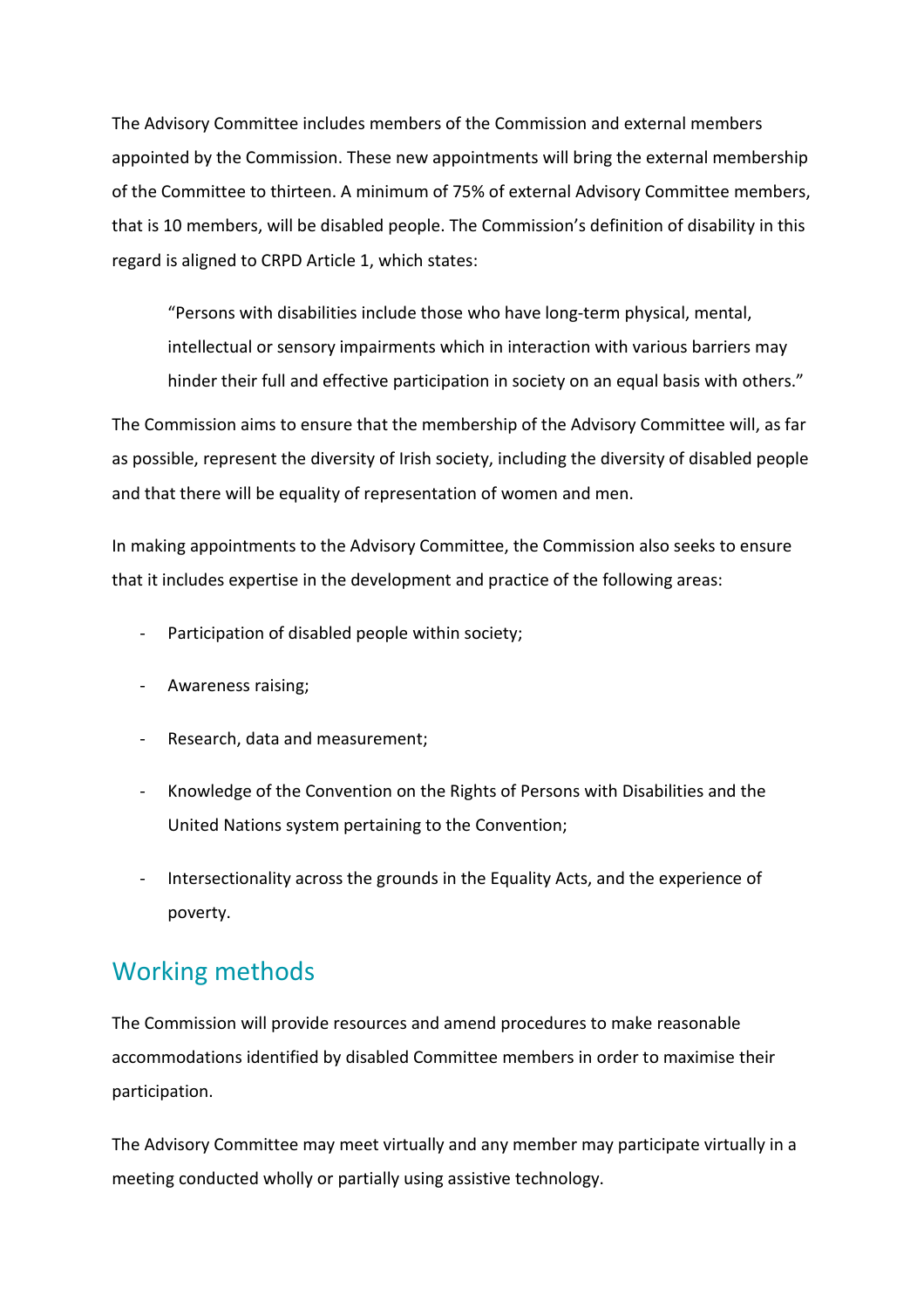The Advisory Committee includes members of the Commission and external members appointed by the Commission. These new appointments will bring the external membership of the Committee to thirteen. A minimum of 75% of external Advisory Committee members, that is 10 members, will be disabled people. The Commission's definition of disability in this regard is aligned to CRPD Article 1, which states:

> "Persons with disabilities include those who have long-term physical, mental, intellectual or sensory impairments which in interaction with various barriers may hinder their full and effective participation in society on an equal basis with others."

The Commission aims to ensure that the membership of the Advisory Committee will, as far as possible, represent the diversity of Irish society, including the diversity of disabled people and that there will be equality of representation of women and men.

In making appointments to the Advisory Committee, the Commission also seeks to ensure that it includes expertise in the development and practice of the following areas:

- Participation of disabled people within society;
- Awareness raising;
- Research, data and measurement;
- Knowledge of the Convention on the Rights of Persons with Disabilities and the United Nations system pertaining to the Convention;
- Intersectionality across the grounds in the Equality Acts, and the experience of poverty.

## Working methods

The Commission will provide resources and amend procedures to make reasonable accommodations identified by disabled Committee members in order to maximise their participation.

The Advisory Committee may meet virtually and any member may participate virtually in a meeting conducted wholly or partially using assistive technology.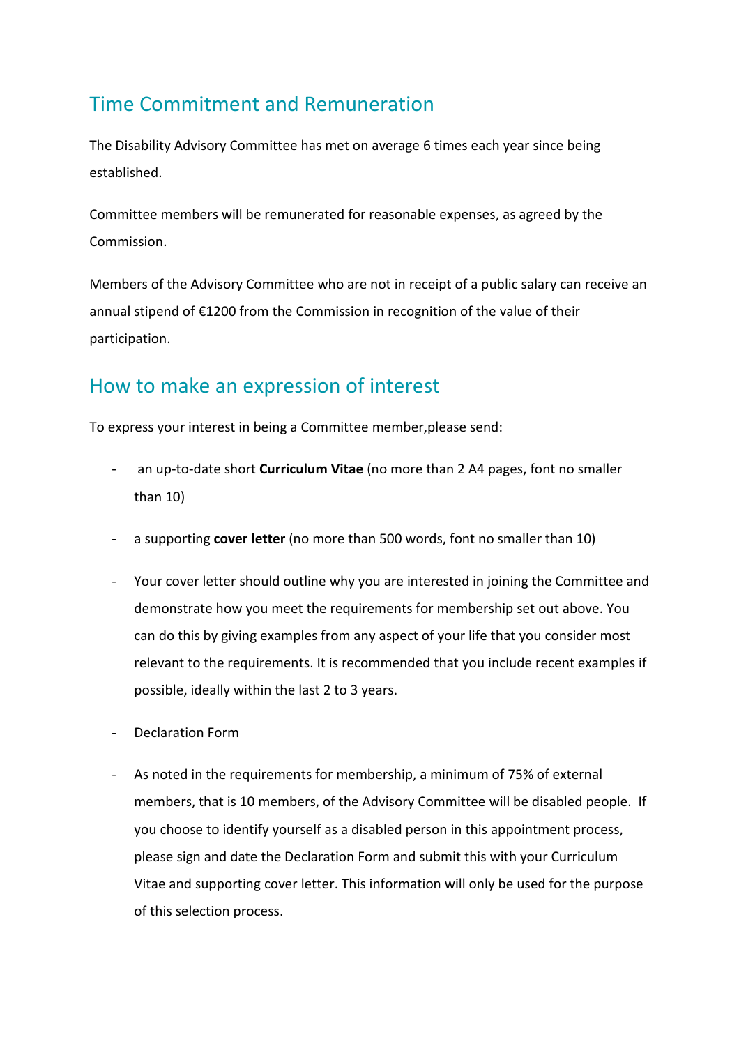## Time Commitment and Remuneration

The Disability Advisory Committee has met on average 6 times each year since being established.

Committee members will be remunerated for reasonable expenses, as agreed by the Commission.

Members of the Advisory Committee who are not in receipt of a public salary can receive an annual stipend of €1200 from the Commission in recognition of the value of their participation.

## How to make an expression of interest

To express your interest in being a Committee member,please send:

- an up-to-date short **Curriculum Vitae** (no more than 2 A4 pages, font no smaller than 10)
- a supporting **cover letter** (no more than 500 words, font no smaller than 10)
- Your cover letter should outline why you are interested in joining the Committee and demonstrate how you meet the requirements for membership set out above. You can do this by giving examples from any aspect of your life that you consider most relevant to the requirements. It is recommended that you include recent examples if possible, ideally within the last 2 to 3 years.
- Declaration Form
- As noted in the requirements for membership, a minimum of 75% of external members, that is 10 members, of the Advisory Committee will be disabled people. If you choose to identify yourself as a disabled person in this appointment process, please sign and date the Declaration Form and submit this with your Curriculum Vitae and supporting cover letter. This information will only be used for the purpose of this selection process.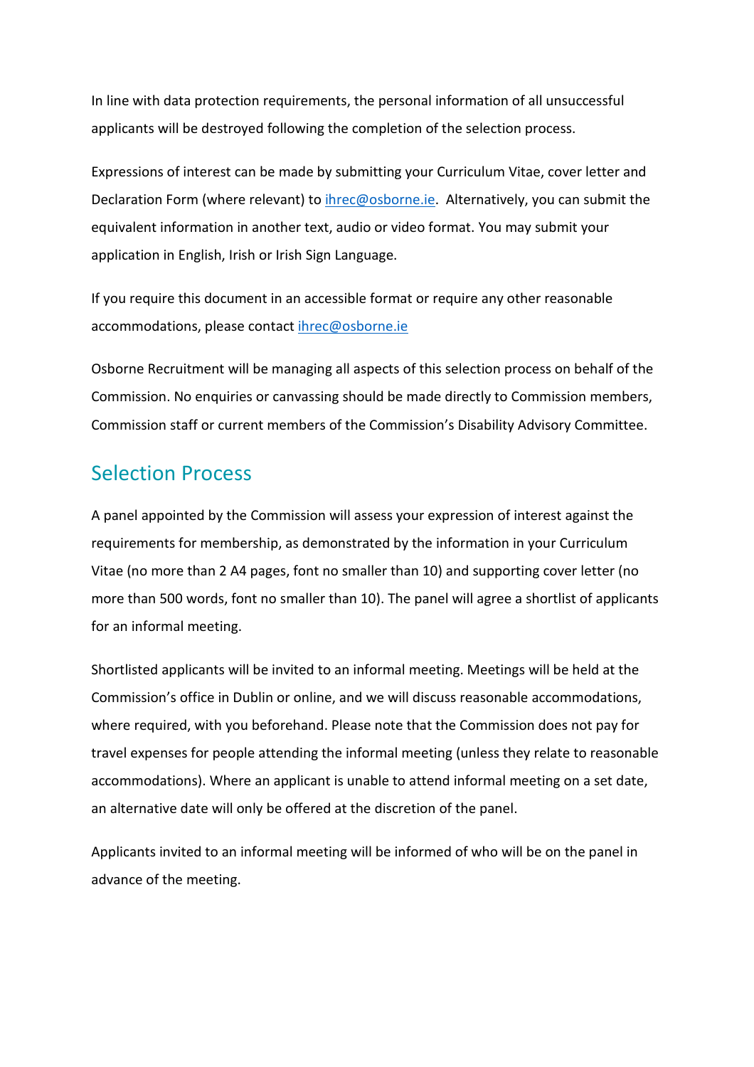In line with data protection requirements, the personal information of all unsuccessful applicants will be destroyed following the completion of the selection process.

Expressions of interest can be made by submitting your Curriculum Vitae, cover letter and Declaration Form (where relevant) to [ihrec@osborne.ie](mailto:ihrec@osborne.ie). Alternatively, you can submit the equivalent information in another text, audio or video format. You may submit your application in English, Irish or Irish Sign Language.

If you require this document in an accessible format or require any other reasonable accommodations, please contact [ihrec@osborne.ie](mailto:ihrec@osborne.ie)

Osborne Recruitment will be managing all aspects of this selection process on behalf of the Commission. No enquiries or canvassing should be made directly to Commission members, Commission staff or current members of the Commission's Disability Advisory Committee.

## Selection Process

A panel appointed by the Commission will assess your expression of interest against the requirements for membership, as demonstrated by the information in your Curriculum Vitae (no more than 2 A4 pages, font no smaller than 10) and supporting cover letter (no more than 500 words, font no smaller than 10). The panel will agree a shortlist of applicants for an informal meeting.

Shortlisted applicants will be invited to an informal meeting. Meetings will be held at the Commission's office in Dublin or online, and we will discuss reasonable accommodations, where required, with you beforehand. Please note that the Commission does not pay for travel expenses for people attending the informal meeting (unless they relate to reasonable accommodations). Where an applicant is unable to attend informal meeting on a set date, an alternative date will only be offered at the discretion of the panel.

Applicants invited to an informal meeting will be informed of who will be on the panel in advance of the meeting.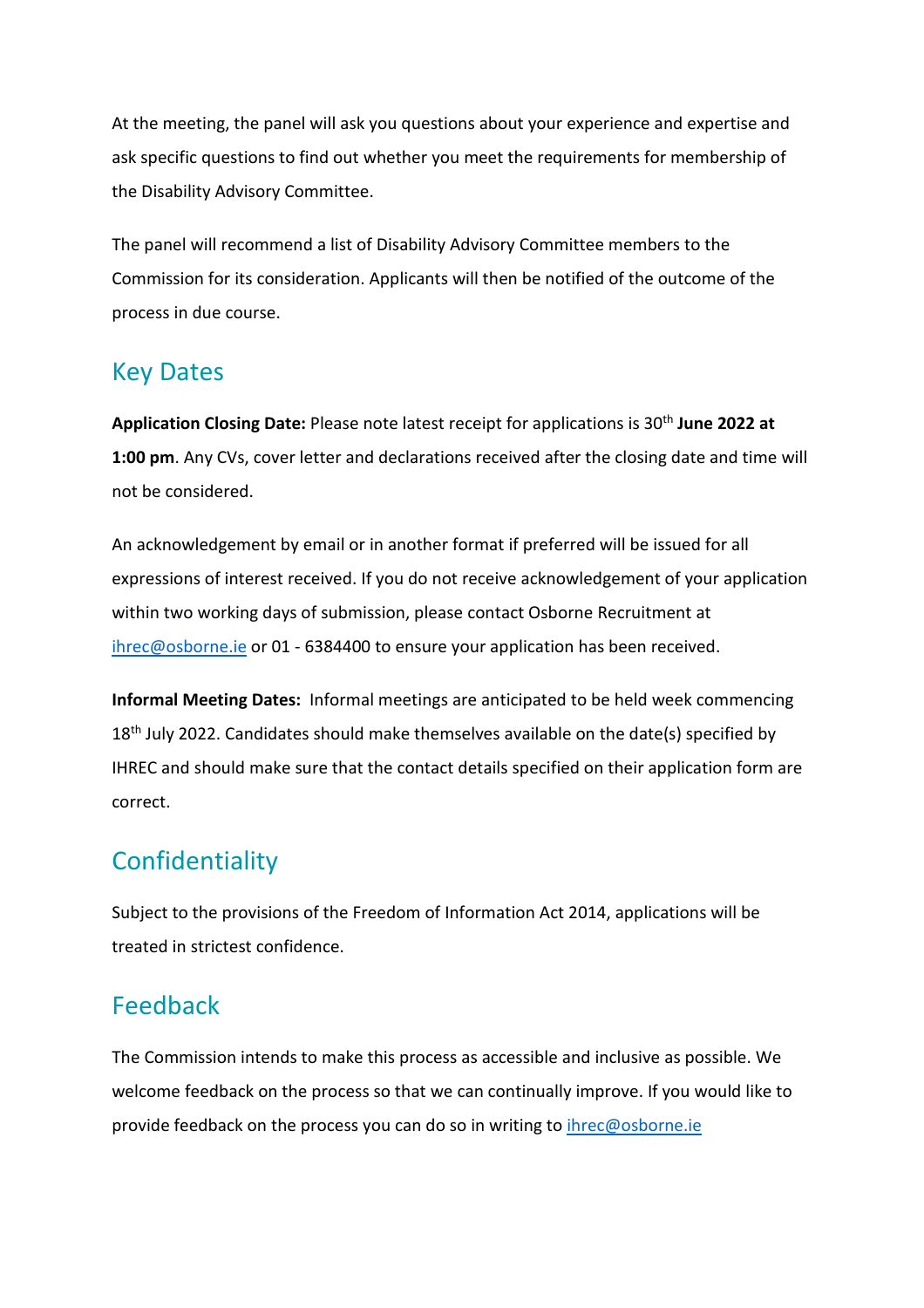At the meeting, the panel will ask you questions about your experience and expertise and ask specific questions to find out whether you meet the requirements for membership of the Disability Advisory Committee.

The panel will recommend a list of Disability Advisory Committee members to the Commission for its consideration. Applicants will then be notified of the outcome of the process in due course.

## Key Dates

**Application Closing Date:** Please note latest receipt for applications is 30th **June 2022 at 1:00 pm**. Any CVs, cover letter and declarations received after the closing date and time will not be considered.

An acknowledgement by email or in another format if preferred will be issued for all expressions of interest received. If you do not receive acknowledgement of your application within two working days of submission, please contact Osborne Recruitment at ihrec@osborne.ie or 01 - 6384400 to ensure your application has been received.

**Informal Meeting Dates:** Informal meetings are anticipated to be held week commencing 18th July 2022. Candidates should make themselves available on the date(s) specified by IHREC and should make sure that the contact details specified on their application form are correct.

## Confidentiality

Subject to the provisions of the Freedom of Information Act 2014, applications will be treated in strictest confidence.

## Feedback

The Commission intends to make this process as accessible and inclusive as possible. We welcome feedback on the process so that we can continually improve. If you would like to provide feedback on the process you can do so in writing to ihrec@osborne.ie